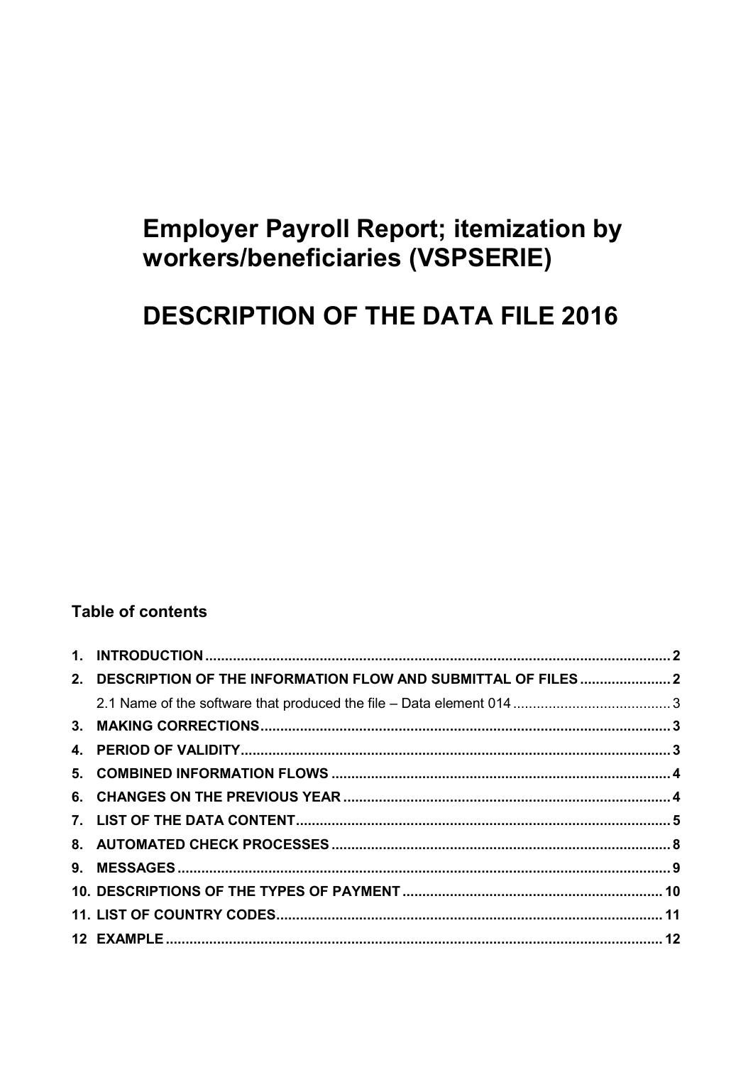# Employer Payroll Report; itemization by workers/beneficiaries (VSPSERIE)

# DESCRIPTION OF THE DATA FILE 2016

## Table of contents

1. INTRODUCTION ..... 2
2. DESCRIPTION OF THE INFORMATION FLOW AND SUBMITTAL OF FILES ..... 2
   - 2.1 Name of the software that produced the file – Data element 014 ..... 3
3. MAKING CORRECTIONS ..... 3
4. PERIOD OF VALIDITY ..... 3
5. COMBINED INFORMATION FLOWS ..... 4
6. CHANGES ON THE PREVIOUS YEAR ..... 4
7. LIST OF THE DATA CONTENT ..... 5
8. AUTOMATED CHECK PROCESSES ..... 8
9. MESSAGES ..... 9
10. DESCRIPTIONS OF THE TYPES OF PAYMENT ..... 10
11. LIST OF COUNTRY CODES ..... 11
12. EXAMPLE ..... 12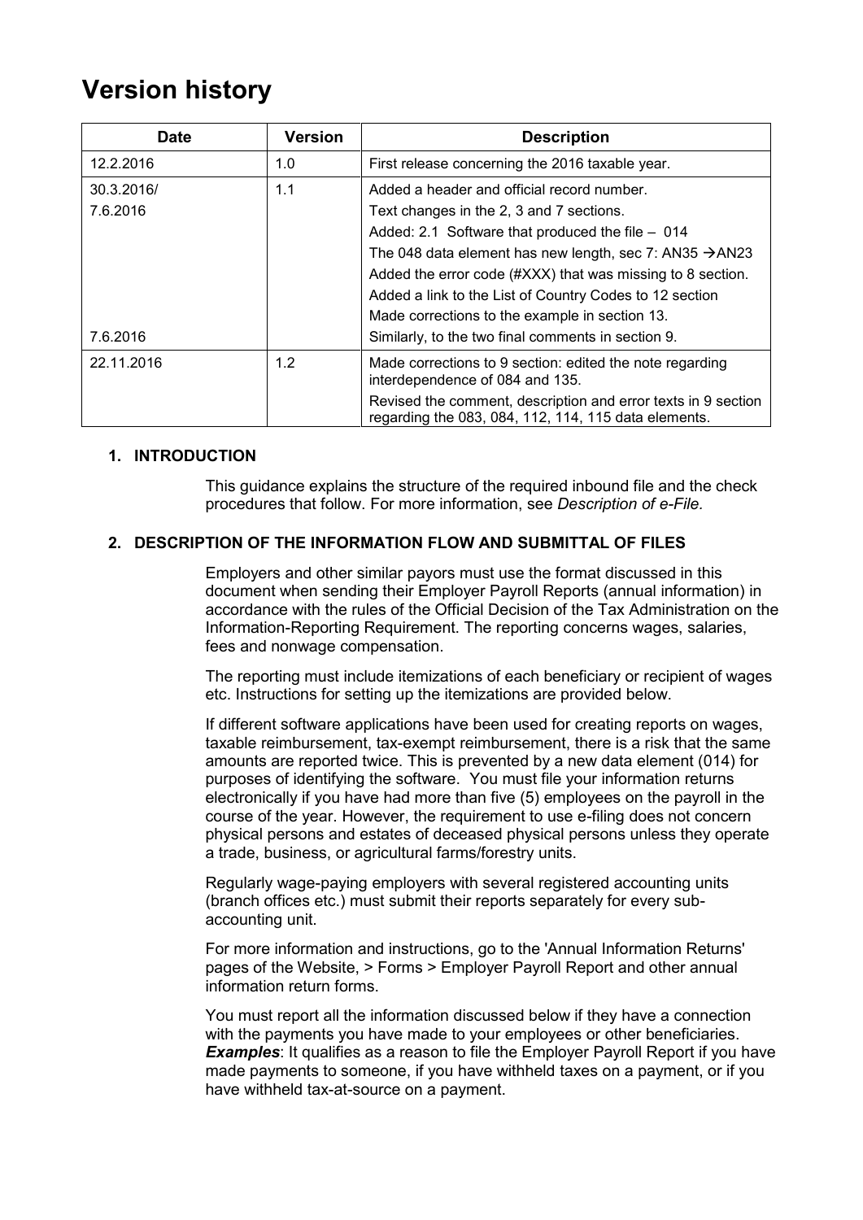# Version history

| Date | Version | Description |
| --- | --- | --- |
| 12.2.2016 | 1.0 | First release concerning the 2016 taxable year. |
| 30.3.2016/<br>7.6.2016<br><br><br><br><br><br><br>7.6.2016 | 1.1 | Added a header and official record number.<br>Text changes in the 2, 3 and 7 sections.<br>Added: 2.1 Software that produced the file – 014<br>The 048 data element has new length, sec 7: AN35 →AN23<br>Added the error code (#XXX) that was missing to 8 section.<br>Added a link to the List of Country Codes to 12 section<br>Made corrections to the example in section 13.<br>Similarly, to the two final comments in section 9. |
| 22.11.2016 | 1.2 | Made corrections to 9 section: edited the note regarding interdependence of 084 and 135.<br>Revised the comment, description and error texts in 9 section regarding the 083, 084, 112, 114, 115 data elements. |

## 1. INTRODUCTION

This guidance explains the structure of the required inbound file and the check procedures that follow. For more information, see *Description of e-File.*

## 2. DESCRIPTION OF THE INFORMATION FLOW AND SUBMITTAL OF FILES

Employers and other similar payors must use the format discussed in this document when sending their Employer Payroll Reports (annual information) in accordance with the rules of the Official Decision of the Tax Administration on the Information-Reporting Requirement. The reporting concerns wages, salaries, fees and nonwage compensation.

The reporting must include itemizations of each beneficiary or recipient of wages etc. Instructions for setting up the itemizations are provided below.

If different software applications have been used for creating reports on wages, taxable reimbursement, tax-exempt reimbursement, there is a risk that the same amounts are reported twice. This is prevented by a new data element (014) for purposes of identifying the software. You must file your information returns electronically if you have had more than five (5) employees on the payroll in the course of the year. However, the requirement to use e-filing does not concern physical persons and estates of deceased physical persons unless they operate a trade, business, or agricultural farms/forestry units.

Regularly wage-paying employers with several registered accounting units (branch offices etc.) must submit their reports separately for every sub-accounting unit.

For more information and instructions, go to the 'Annual Information Returns' pages of the Website, > Forms > Employer Payroll Report and other annual information return forms.

You must report all the information discussed below if they have a connection with the payments you have made to your employees or other beneficiaries. ***Examples***: It qualifies as a reason to file the Employer Payroll Report if you have made payments to someone, if you have withheld taxes on a payment, or if you have withheld tax-at-source on a payment.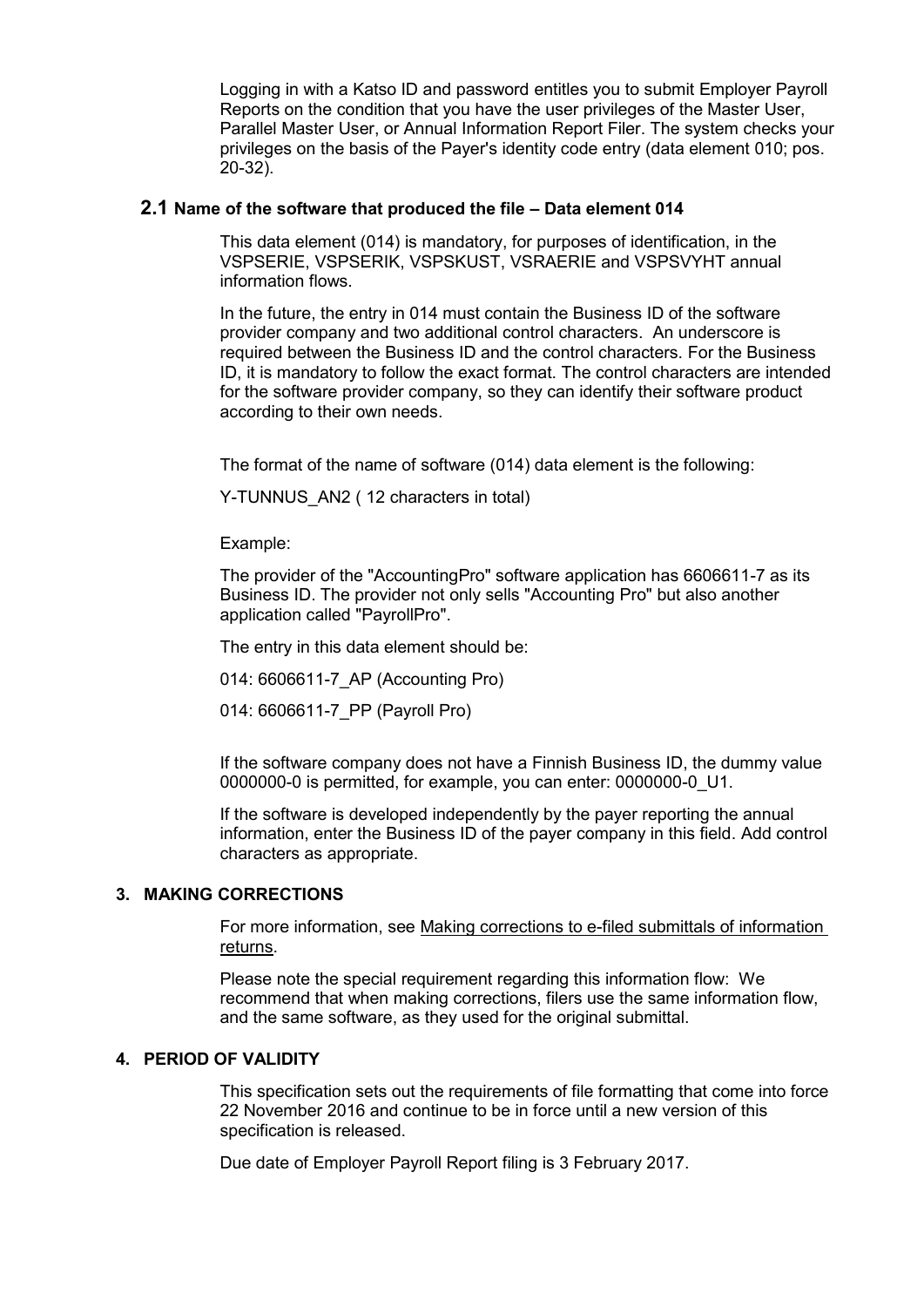Logging in with a Katso ID and password entitles you to submit Employer Payroll Reports on the condition that you have the user privileges of the Master User, Parallel Master User, or Annual Information Report Filer. The system checks your privileges on the basis of the Payer's identity code entry (data element 010; pos. 20-32).

## 2.1 Name of the software that produced the file – Data element 014

This data element (014) is mandatory, for purposes of identification, in the VSPSERIE, VSPSERIK, VSPSKUST, VSRAERIE and VSPSVYHT annual information flows.

In the future, the entry in 014 must contain the Business ID of the software provider company and two additional control characters. An underscore is required between the Business ID and the control characters. For the Business ID, it is mandatory to follow the exact format. The control characters are intended for the software provider company, so they can identify their software product according to their own needs.

The format of the name of software (014) data element is the following:

Y-TUNNUS_AN2 ( 12 characters in total)

Example:

The provider of the "AccountingPro" software application has 6606611-7 as its Business ID. The provider not only sells "Accounting Pro" but also another application called "PayrollPro".

The entry in this data element should be:

014: 6606611-7_AP (Accounting Pro)

014: 6606611-7_PP (Payroll Pro)

If the software company does not have a Finnish Business ID, the dummy value 0000000-0 is permitted, for example, you can enter: 0000000-0_U1.

If the software is developed independently by the payer reporting the annual information, enter the Business ID of the payer company in this field. Add control characters as appropriate.

## 3. MAKING CORRECTIONS

For more information, see Making corrections to e-filed submittals of information returns.

Please note the special requirement regarding this information flow: We recommend that when making corrections, filers use the same information flow, and the same software, as they used for the original submittal.

## 4. PERIOD OF VALIDITY

This specification sets out the requirements of file formatting that come into force 22 November 2016 and continue to be in force until a new version of this specification is released.

Due date of Employer Payroll Report filing is 3 February 2017.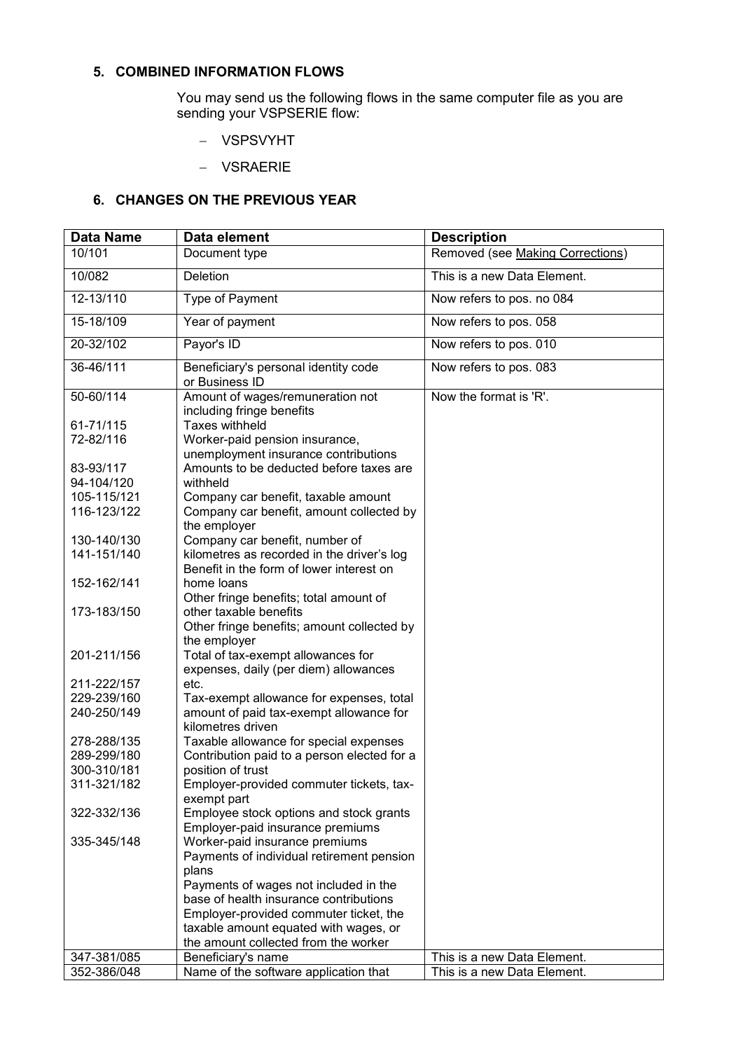## 5. COMBINED INFORMATION FLOWS

You may send us the following flows in the same computer file as you are sending your VSPSERIE flow:

- VSPSVYHT
- VSRAERIE

## 6. CHANGES ON THE PREVIOUS YEAR

| Data Name | Data element | Description |
|---|---|---|
| 10/101 | Document type | Removed (see Making Corrections) |
| 10/082 | Deletion | This is a new Data Element. |
| 12-13/110 | Type of Payment | Now refers to pos. no 084 |
| 15-18/109 | Year of payment | Now refers to pos. 058 |
| 20-32/102 | Payor's ID | Now refers to pos. 010 |
| 36-46/111 | Beneficiary's personal identity code or Business ID | Now refers to pos. 083 |
| 50-60/114<br>61-71/115<br>72-82/116<br>83-93/117<br>94-104/120<br>105-115/121<br>116-123/122<br>130-140/130<br>141-151/140<br>152-162/141<br>173-183/150<br>201-211/156<br>211-222/157<br>229-239/160<br>240-250/149<br>278-288/135<br>289-299/180<br>300-310/181<br>311-321/182<br>322-332/136<br>335-345/148 | Amount of wages/remuneration not including fringe benefits<br>Taxes withheld<br>Worker-paid pension insurance, unemployment insurance contributions<br>Amounts to be deducted before taxes are withheld<br>Company car benefit, taxable amount<br>Company car benefit, amount collected by the employer<br>Company car benefit, number of kilometres as recorded in the driver's log<br>Benefit in the form of lower interest on home loans<br>Other fringe benefits; total amount of other taxable benefits<br>Other fringe benefits; amount collected by the employer<br>Total of tax-exempt allowances for expenses, daily (per diem) allowances etc.<br>Tax-exempt allowance for expenses, total amount of paid tax-exempt allowance for kilometres driven<br>Taxable allowance for special expenses<br>Contribution paid to a person elected for a position of trust<br>Employer-provided commuter tickets, tax-exempt part<br>Employee stock options and stock grants<br>Employer-paid insurance premiums<br>Worker-paid insurance premiums<br>Payments of individual retirement pension plans<br>Payments of wages not included in the base of health insurance contributions<br>Employer-provided commuter ticket, the taxable amount equated with wages, or the amount collected from the worker | Now the format is 'R'. |
| 347-381/085 | Beneficiary's name | This is a new Data Element. |
| 352-386/048 | Name of the software application that | This is a new Data Element. |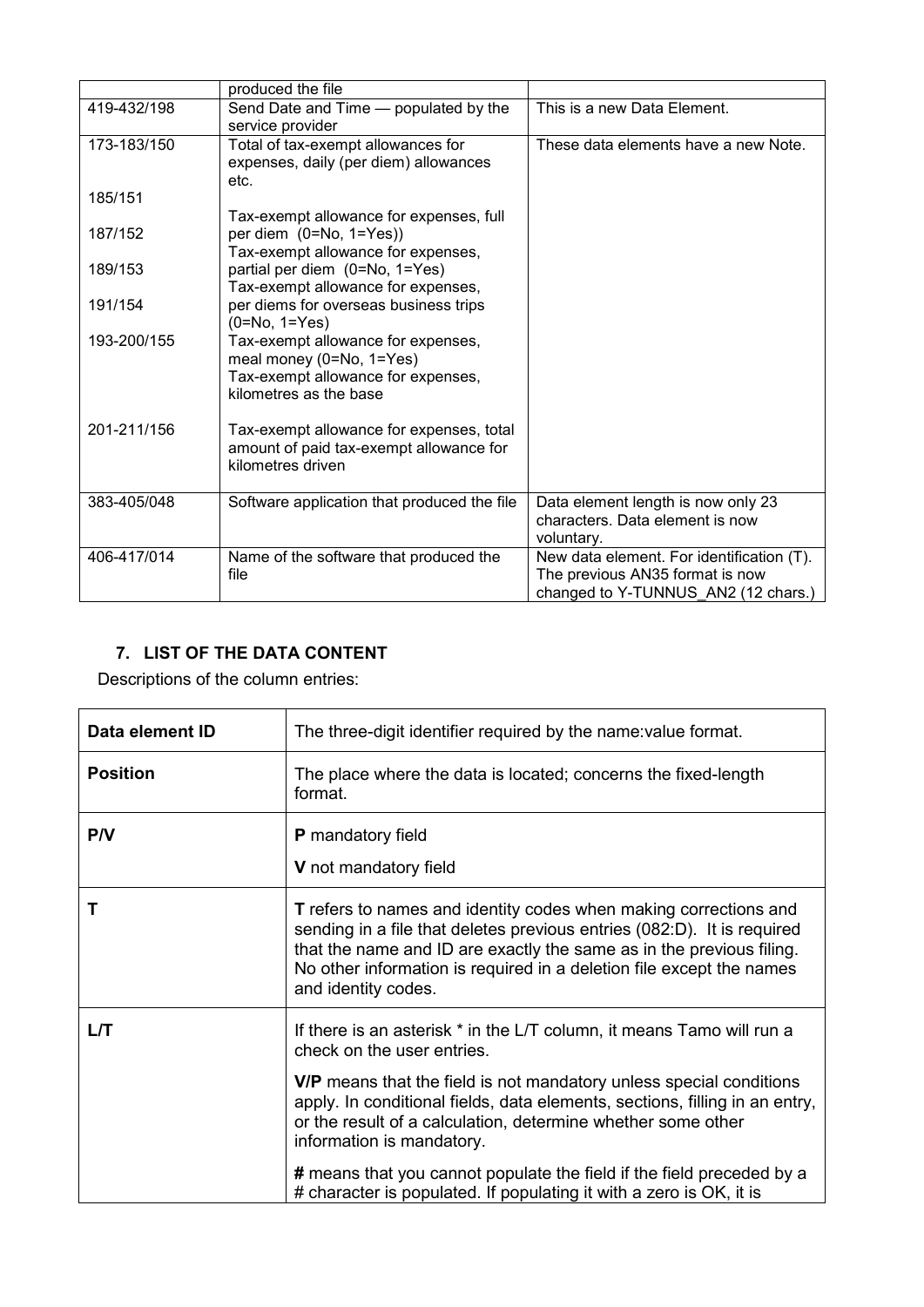|  | produced the file |  |
|---|---|---|
| 419-432/198 | Send Date and Time — populated by the service provider | This is a new Data Element. |
| 173-183/150<br><br>185/151<br><br>187/152<br><br>189/153<br><br>191/154<br><br>193-200/155<br><br><br><br>201-211/156 | Total of tax-exempt allowances for expenses, daily (per diem) allowances etc.<br><br>Tax-exempt allowance for expenses, full per diem (0=No, 1=Yes))<br>Tax-exempt allowance for expenses, partial per diem (0=No, 1=Yes)<br>Tax-exempt allowance for expenses, per diems for overseas business trips (0=No, 1=Yes)<br>Tax-exempt allowance for expenses, meal money (0=No, 1=Yes)<br>Tax-exempt allowance for expenses, kilometres as the base<br><br>Tax-exempt allowance for expenses, total amount of paid tax-exempt allowance for kilometres driven | These data elements have a new Note. |
| 383-405/048 | Software application that produced the file | Data element length is now only 23 characters. Data element is now voluntary. |
| 406-417/014 | Name of the software that produced the file | New data element. For identification (T). The previous AN35 format is now changed to Y-TUNNUS_AN2 (12 chars.) |

## 7. LIST OF THE DATA CONTENT

Descriptions of the column entries:

| **Data element ID** | The three-digit identifier required by the name:value format. |
|---|---|
| **Position** | The place where the data is located; concerns the fixed-length format. |
| **P/V** | **P** mandatory field<br><br>**V** not mandatory field |
| **T** | **T** refers to names and identity codes when making corrections and sending in a file that deletes previous entries (082:D). It is required that the name and ID are exactly the same as in the previous filing. No other information is required in a deletion file except the names and identity codes. |
| **L/T** | If there is an asterisk * in the L/T column, it means Tamo will run a check on the user entries.<br><br>**V/P** means that the field is not mandatory unless special conditions apply. In conditional fields, data elements, sections, filling in an entry, or the result of a calculation, determine whether some other information is mandatory.<br><br>**#** means that you cannot populate the field if the field preceded by a # character is populated. If populating it with a zero is OK, it is |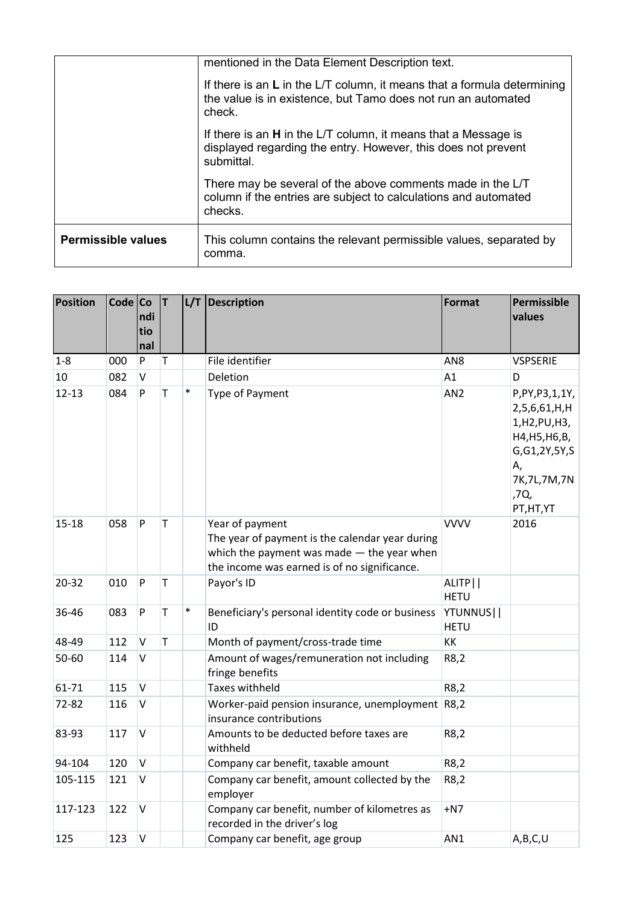| | |
|---|---|
| | mentioned in the Data Element Description text.<br><br>If there is an **L** in the L/T column, it means that a formula determining the value is in existence, but Tamo does not run an automated check.<br><br>If there is an **H** in the L/T column, it means that a Message is displayed regarding the entry. However, this does not prevent submittal.<br><br>There may be several of the above comments made in the L/T column if the entries are subject to calculations and automated checks. |
| **Permissible values** | This column contains the relevant permissible values, separated by comma. |

| Position | Code | Conditional | T | L/T | Description | Format | Permissible values |
|---|---|---|---|---|---|---|---|
| 1-8 | 000 | P | T | | File identifier | AN8 | VSPSERIE |
| 10 | 082 | V | | | Deletion | A1 | D |
| 12-13 | 084 | P | T | * | Type of Payment | AN2 | P,PY,P3,1,1Y,2,5,6,61,H,H1,H2,PU,H3,H4,H5,H6,B,G,G1,2Y,5Y,SA, 7K,7L,7M,7N,7Q, PT,HT,YT |
| 15-18 | 058 | P | T | | Year of payment<br>The year of payment is the calendar year during which the payment was made — the year when the income was earned is of no significance. | VVVV | 2016 |
| 20-32 | 010 | P | T | | Payor's ID | ALITP\|\|HETU | |
| 36-46 | 083 | P | T | * | Beneficiary's personal identity code or business ID | YTUNNUS\|\|HETU | |
| 48-49 | 112 | V | T | | Month of payment/cross-trade time | KK | |
| 50-60 | 114 | V | | | Amount of wages/remuneration not including fringe benefits | R8,2 | |
| 61-71 | 115 | V | | | Taxes withheld | R8,2 | |
| 72-82 | 116 | V | | | Worker-paid pension insurance, unemployment insurance contributions | R8,2 | |
| 83-93 | 117 | V | | | Amounts to be deducted before taxes are withheld | R8,2 | |
| 94-104 | 120 | V | | | Company car benefit, taxable amount | R8,2 | |
| 105-115 | 121 | V | | | Company car benefit, amount collected by the employer | R8,2 | |
| 117-123 | 122 | V | | | Company car benefit, number of kilometres as recorded in the driver's log | +N7 | |
| 125 | 123 | V | | | Company car benefit, age group | AN1 | A,B,C,U |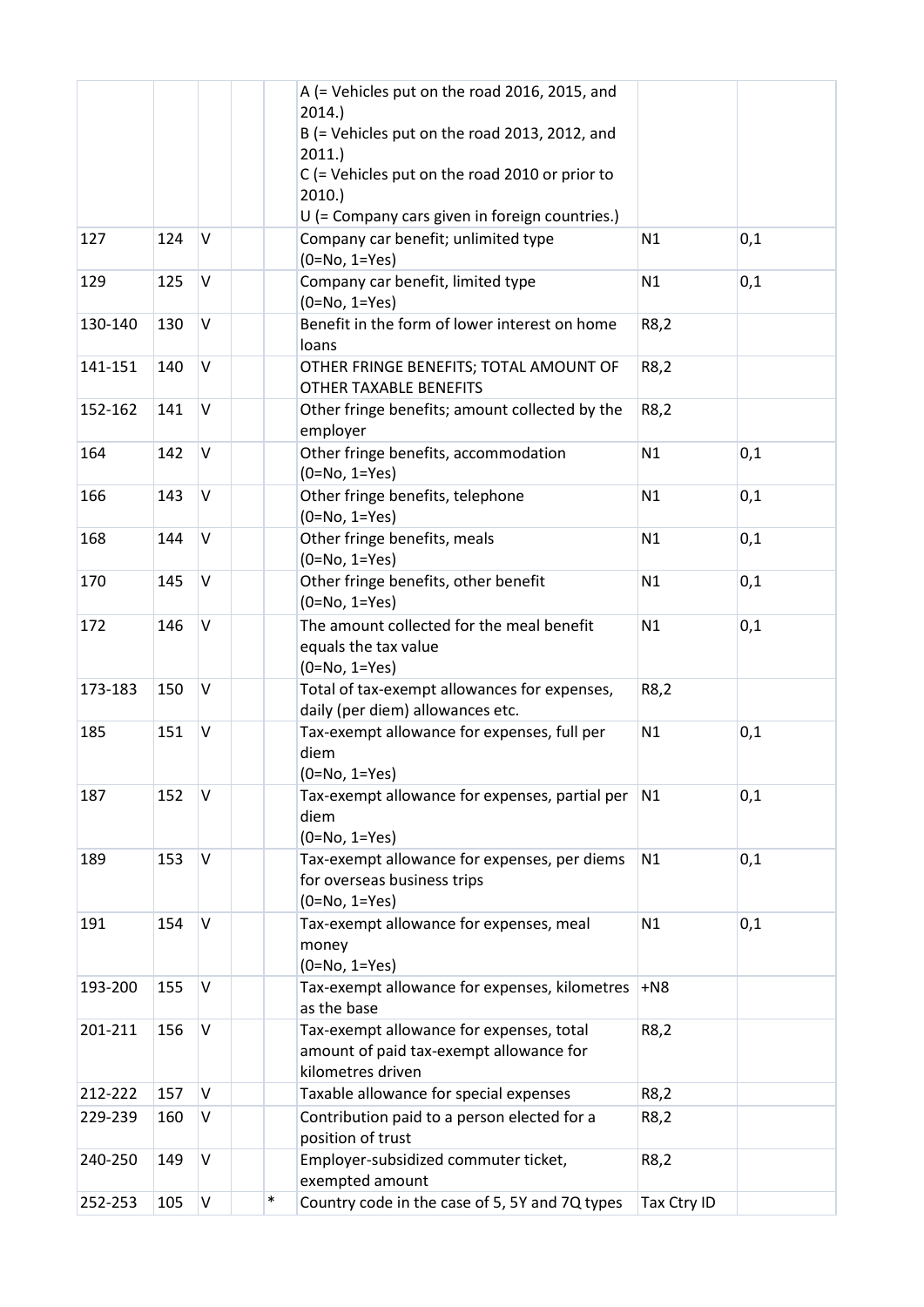|  |  |  |  |  | A (= Vehicles put on the road 2016, 2015, and 2014.)<br>B (= Vehicles put on the road 2013, 2012, and 2011.)<br>C (= Vehicles put on the road 2010 or prior to 2010.)<br>U (= Company cars given in foreign countries.) |  |  |
|---|---|---|---|---|---|---|---|
| 127 | 124 | V |  |  | Company car benefit; unlimited type<br>(0=No, 1=Yes) | N1 | 0,1 |
| 129 | 125 | V |  |  | Company car benefit, limited type<br>(0=No, 1=Yes) | N1 | 0,1 |
| 130-140 | 130 | V |  |  | Benefit in the form of lower interest on home loans | R8,2 |  |
| 141-151 | 140 | V |  |  | OTHER FRINGE BENEFITS; TOTAL AMOUNT OF OTHER TAXABLE BENEFITS | R8,2 |  |
| 152-162 | 141 | V |  |  | Other fringe benefits; amount collected by the employer | R8,2 |  |
| 164 | 142 | V |  |  | Other fringe benefits, accommodation<br>(0=No, 1=Yes) | N1 | 0,1 |
| 166 | 143 | V |  |  | Other fringe benefits, telephone<br>(0=No, 1=Yes) | N1 | 0,1 |
| 168 | 144 | V |  |  | Other fringe benefits, meals<br>(0=No, 1=Yes) | N1 | 0,1 |
| 170 | 145 | V |  |  | Other fringe benefits, other benefit<br>(0=No, 1=Yes) | N1 | 0,1 |
| 172 | 146 | V |  |  | The amount collected for the meal benefit equals the tax value<br>(0=No, 1=Yes) | N1 | 0,1 |
| 173-183 | 150 | V |  |  | Total of tax-exempt allowances for expenses, daily (per diem) allowances etc. | R8,2 |  |
| 185 | 151 | V |  |  | Tax-exempt allowance for expenses, full per diem<br>(0=No, 1=Yes) | N1 | 0,1 |
| 187 | 152 | V |  |  | Tax-exempt allowance for expenses, partial per diem<br>(0=No, 1=Yes) | N1 | 0,1 |
| 189 | 153 | V |  |  | Tax-exempt allowance for expenses, per diems for overseas business trips<br>(0=No, 1=Yes) | N1 | 0,1 |
| 191 | 154 | V |  |  | Tax-exempt allowance for expenses, meal money<br>(0=No, 1=Yes) | N1 | 0,1 |
| 193-200 | 155 | V |  |  | Tax-exempt allowance for expenses, kilometres as the base | +N8 |  |
| 201-211 | 156 | V |  |  | Tax-exempt allowance for expenses, total amount of paid tax-exempt allowance for kilometres driven | R8,2 |  |
| 212-222 | 157 | V |  |  | Taxable allowance for special expenses | R8,2 |  |
| 229-239 | 160 | V |  |  | Contribution paid to a person elected for a position of trust | R8,2 |  |
| 240-250 | 149 | V |  |  | Employer-subsidized commuter ticket, exempted amount | R8,2 |  |
| 252-253 | 105 | V |  | * | Country code in the case of 5, 5Y and 7Q types | Tax Ctry ID |  |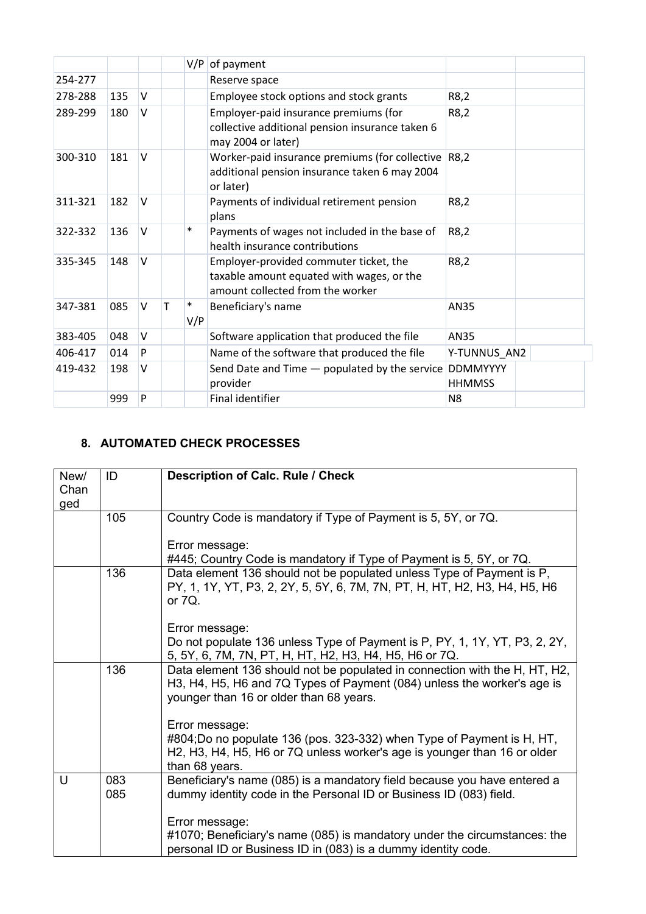| | | | | | | | |
|---|---|---|---|---|---|---|---|
| | | | | V/P | of payment | | |
| 254-277 | | | | | Reserve space | | |
| 278-288 | 135 | V | | | Employee stock options and stock grants | R8,2 | |
| 289-299 | 180 | V | | | Employer-paid insurance premiums (for collective additional pension insurance taken 6 may 2004 or later) | R8,2 | |
| 300-310 | 181 | V | | | Worker-paid insurance premiums (for collective additional pension insurance taken 6 may 2004 or later) | R8,2 | |
| 311-321 | 182 | V | | | Payments of individual retirement pension plans | R8,2 | |
| 322-332 | 136 | V | | * | Payments of wages not included in the base of health insurance contributions | R8,2 | |
| 335-345 | 148 | V | | | Employer-provided commuter ticket, the taxable amount equated with wages, or the amount collected from the worker | R8,2 | |
| 347-381 | 085 | V | T | * V/P | Beneficiary's name | AN35 | |
| 383-405 | 048 | V | | | Software application that produced the file | AN35 | |
| 406-417 | 014 | P | | | Name of the software that produced the file | Y-TUNNUS_AN2 | |
| 419-432 | 198 | V | | | Send Date and Time — populated by the service provider | DDMMYYYY HHMMSS | |
| | 999 | P | | | Final identifier | N8 | |

## 8. AUTOMATED CHECK PROCESSES

| New/ Changed | ID | Description of Calc. Rule / Check |
|---|---|---|
| | 105 | Country Code is mandatory if Type of Payment is 5, 5Y, or 7Q.<br><br>Error message:<br>#445; Country Code is mandatory if Type of Payment is 5, 5Y, or 7Q. |
| | 136 | Data element 136 should not be populated unless Type of Payment is P, PY, 1, 1Y, YT, P3, 2, 2Y, 5, 5Y, 6, 7M, 7N, PT, H, HT, H2, H3, H4, H5, H6 or 7Q.<br><br>Error message:<br>Do not populate 136 unless Type of Payment is P, PY, 1, 1Y, YT, P3, 2, 2Y, 5, 5Y, 6, 7M, 7N, PT, H, HT, H2, H3, H4, H5, H6 or 7Q. |
| | 136 | Data element 136 should not be populated in connection with the H, HT, H2, H3, H4, H5, H6 and 7Q Types of Payment (084) unless the worker's age is younger than 16 or older than 68 years.<br><br>Error message:<br>#804;Do no populate 136 (pos. 323-332) when Type of Payment is H, HT, H2, H3, H4, H5, H6 or 7Q unless worker's age is younger than 16 or older than 68 years. |
| U | 083<br>085 | Beneficiary's name (085) is a mandatory field because you have entered a dummy identity code in the Personal ID or Business ID (083) field.<br><br>Error message:<br>#1070; Beneficiary's name (085) is mandatory under the circumstances: the personal ID or Business ID in (083) is a dummy identity code. |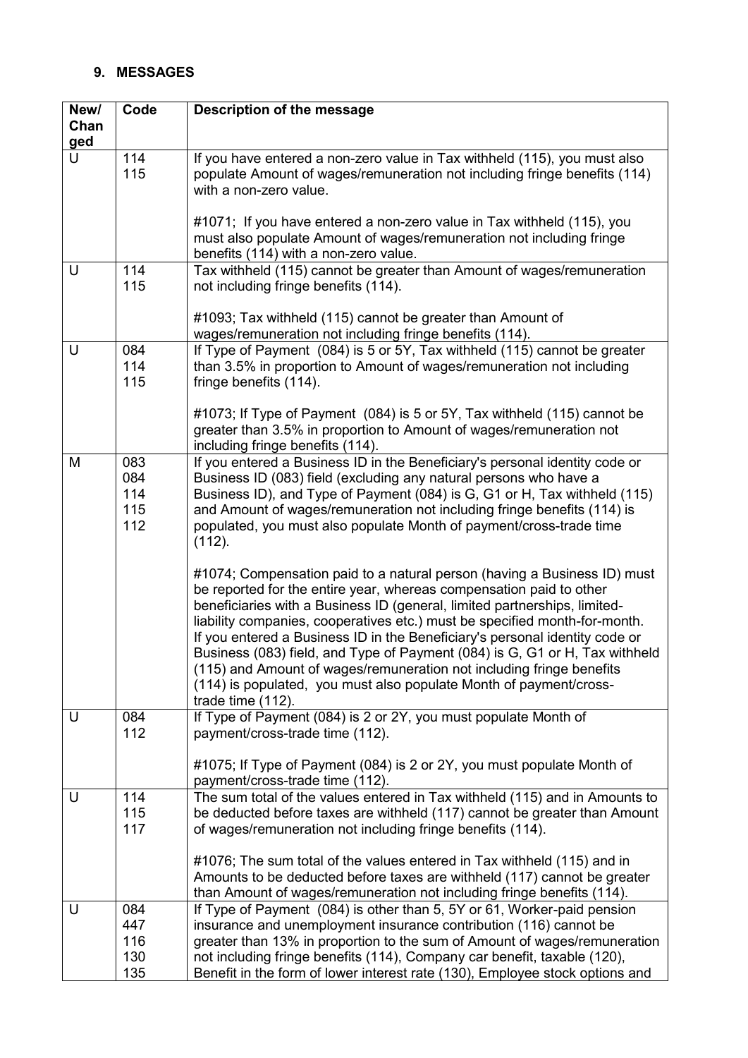## 9. MESSAGES

| New/ Changed | Code | Description of the message |
| --- | --- | --- |
| U | 114<br>115 | If you have entered a non-zero value in Tax withheld (115), you must also populate Amount of wages/remuneration not including fringe benefits (114) with a non-zero value.<br><br>#1071; If you have entered a non-zero value in Tax withheld (115), you must also populate Amount of wages/remuneration not including fringe benefits (114) with a non-zero value. |
| U | 114<br>115 | Tax withheld (115) cannot be greater than Amount of wages/remuneration not including fringe benefits (114).<br><br>#1093; Tax withheld (115) cannot be greater than Amount of wages/remuneration not including fringe benefits (114). |
| U | 084<br>114<br>115 | If Type of Payment (084) is 5 or 5Y, Tax withheld (115) cannot be greater than 3.5% in proportion to Amount of wages/remuneration not including fringe benefits (114).<br><br>#1073; If Type of Payment (084) is 5 or 5Y, Tax withheld (115) cannot be greater than 3.5% in proportion to Amount of wages/remuneration not including fringe benefits (114). |
| M | 083<br>084<br>114<br>115<br>112 | If you entered a Business ID in the Beneficiary's personal identity code or Business ID (083) field (excluding any natural persons who have a Business ID), and Type of Payment (084) is G, G1 or H, Tax withheld (115) and Amount of wages/remuneration not including fringe benefits (114) is populated, you must also populate Month of payment/cross-trade time (112).<br><br>#1074; Compensation paid to a natural person (having a Business ID) must be reported for the entire year, whereas compensation paid to other beneficiaries with a Business ID (general, limited partnerships, limited-liability companies, cooperatives etc.) must be specified month-for-month. If you entered a Business ID in the Beneficiary's personal identity code or Business (083) field, and Type of Payment (084) is G, G1 or H, Tax withheld (115) and Amount of wages/remuneration not including fringe benefits (114) is populated, you must also populate Month of payment/cross-trade time (112). |
| U | 084<br>112 | If Type of Payment (084) is 2 or 2Y, you must populate Month of payment/cross-trade time (112).<br><br>#1075; If Type of Payment (084) is 2 or 2Y, you must populate Month of payment/cross-trade time (112). |
| U | 114<br>115<br>117 | The sum total of the values entered in Tax withheld (115) and in Amounts to be deducted before taxes are withheld (117) cannot be greater than Amount of wages/remuneration not including fringe benefits (114).<br><br>#1076; The sum total of the values entered in Tax withheld (115) and in Amounts to be deducted before taxes are withheld (117) cannot be greater than Amount of wages/remuneration not including fringe benefits (114). |
| U | 084<br>447<br>116<br>130<br>135 | If Type of Payment (084) is other than 5, 5Y or 61, Worker-paid pension insurance and unemployment insurance contribution (116) cannot be greater than 13% in proportion to the sum of Amount of wages/remuneration not including fringe benefits (114), Company car benefit, taxable (120), Benefit in the form of lower interest rate (130), Employee stock options and |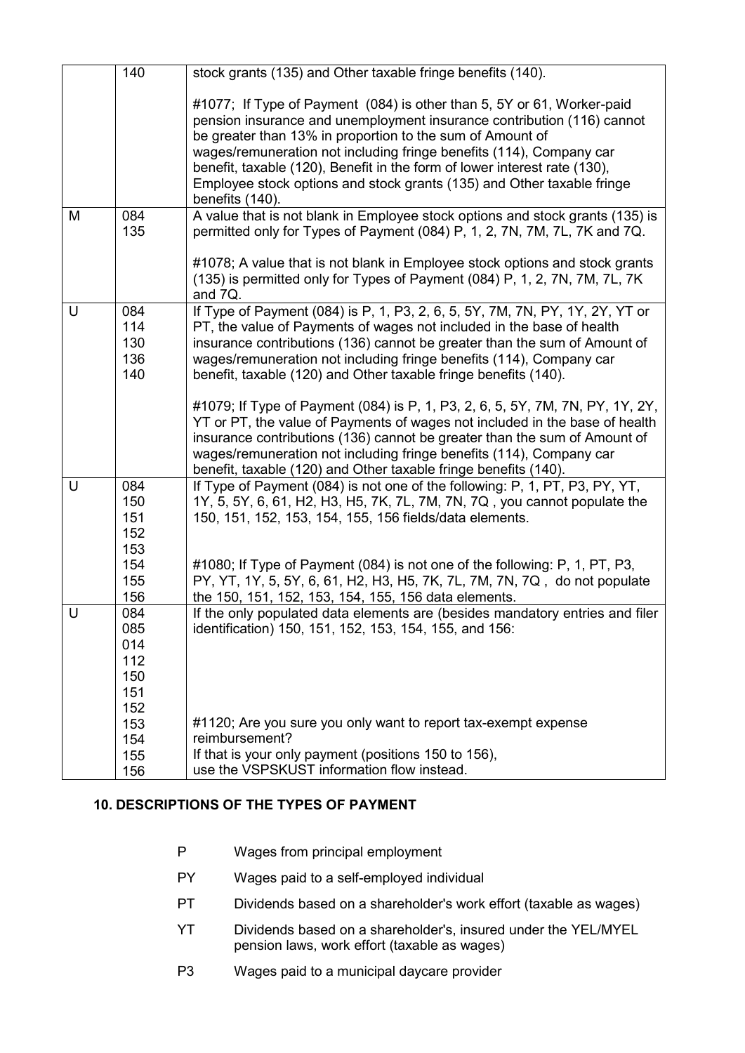|  | 140 | stock grants (135) and Other taxable fringe benefits (140).<br><br>#1077; If Type of Payment (084) is other than 5, 5Y or 61, Worker-paid pension insurance and unemployment insurance contribution (116) cannot be greater than 13% in proportion to the sum of Amount of wages/remuneration not including fringe benefits (114), Company car benefit, taxable (120), Benefit in the form of lower interest rate (130), Employee stock options and stock grants (135) and Other taxable fringe benefits (140). |
|---|---|---|
| M | 084<br>135 | A value that is not blank in Employee stock options and stock grants (135) is permitted only for Types of Payment (084) P, 1, 2, 7N, 7M, 7L, 7K and 7Q.<br><br>#1078; A value that is not blank in Employee stock options and stock grants (135) is permitted only for Types of Payment (084) P, 1, 2, 7N, 7M, 7L, 7K and 7Q. |
| U | 084<br>114<br>130<br>136<br>140 | If Type of Payment (084) is P, 1, P3, 2, 6, 5, 5Y, 7M, 7N, PY, 1Y, 2Y, YT or PT, the value of Payments of wages not included in the base of health insurance contributions (136) cannot be greater than the sum of Amount of wages/remuneration not including fringe benefits (114), Company car benefit, taxable (120) and Other taxable fringe benefits (140).<br><br>#1079; If Type of Payment (084) is P, 1, P3, 2, 6, 5, 5Y, 7M, 7N, PY, 1Y, 2Y, YT or PT, the value of Payments of wages not included in the base of health insurance contributions (136) cannot be greater than the sum of Amount of wages/remuneration not including fringe benefits (114), Company car benefit, taxable (120) and Other taxable fringe benefits (140). |
| U | 084<br>150<br>151<br>152<br>153<br>154<br>155<br>156 | If Type of Payment (084) is not one of the following: P, 1, PT, P3, PY, YT, 1Y, 5, 5Y, 6, 61, H2, H3, H5, 7K, 7L, 7M, 7N, 7Q , you cannot populate the 150, 151, 152, 153, 154, 155, 156 fields/data elements.<br><br>#1080; If Type of Payment (084) is not one of the following: P, 1, PT, P3, PY, YT, 1Y, 5, 5Y, 6, 61, H2, H3, H5, 7K, 7L, 7M, 7N, 7Q , do not populate the 150, 151, 152, 153, 154, 155, 156 data elements. |
| U | 084<br>085<br>014<br>112<br>150<br>151<br>152<br>153<br>154<br>155<br>156 | If the only populated data elements are (besides mandatory entries and filer identification) 150, 151, 152, 153, 154, 155, and 156:<br><br>#1120; Are you sure you only want to report tax-exempt expense reimbursement?<br>If that is your only payment (positions 150 to 156),<br>use the VSPSKUST information flow instead. |

## 10. DESCRIPTIONS OF THE TYPES OF PAYMENT

- P Wages from principal employment
- PY Wages paid to a self-employed individual
- PT Dividends based on a shareholder's work effort (taxable as wages)
- YT Dividends based on a shareholder's, insured under the YEL/MYEL pension laws, work effort (taxable as wages)
- P3 Wages paid to a municipal daycare provider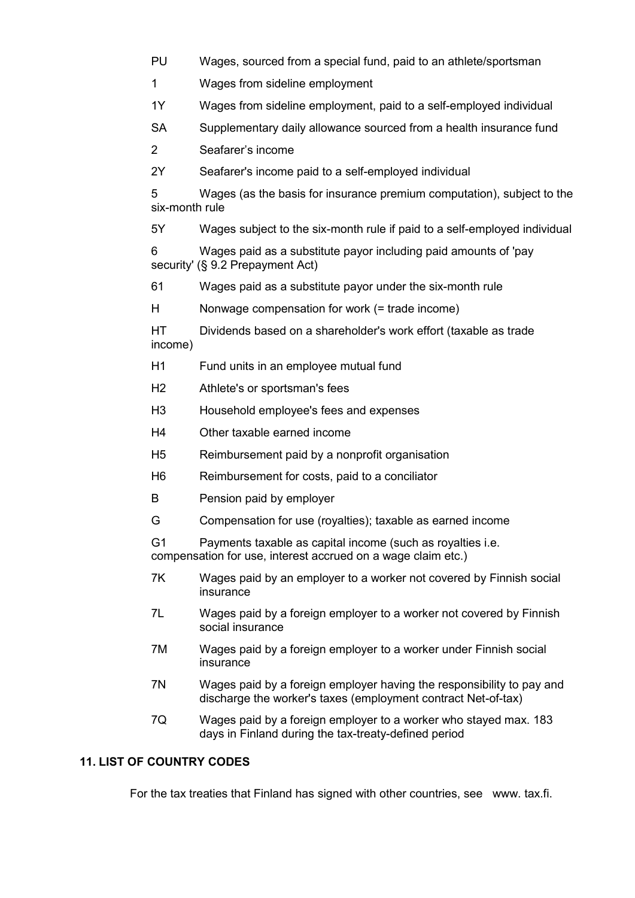PU Wages, sourced from a special fund, paid to an athlete/sportsman

1 Wages from sideline employment

1Y Wages from sideline employment, paid to a self-employed individual

SA Supplementary daily allowance sourced from a health insurance fund

2 Seafarer's income

2Y Seafarer's income paid to a self-employed individual

5 Wages (as the basis for insurance premium computation), subject to the six-month rule

5Y Wages subject to the six-month rule if paid to a self-employed individual

6 Wages paid as a substitute payor including paid amounts of 'pay security' (§ 9.2 Prepayment Act)

61 Wages paid as a substitute payor under the six-month rule

H Nonwage compensation for work (= trade income)

HT Dividends based on a shareholder's work effort (taxable as trade income)

H1 Fund units in an employee mutual fund

H2 Athlete's or sportsman's fees

H3 Household employee's fees and expenses

H4 Other taxable earned income

H5 Reimbursement paid by a nonprofit organisation

H6 Reimbursement for costs, paid to a conciliator

B Pension paid by employer

G Compensation for use (royalties); taxable as earned income

G1 Payments taxable as capital income (such as royalties i.e. compensation for use, interest accrued on a wage claim etc.)

7K Wages paid by an employer to a worker not covered by Finnish social insurance

7L Wages paid by a foreign employer to a worker not covered by Finnish social insurance

7M Wages paid by a foreign employer to a worker under Finnish social insurance

7N Wages paid by a foreign employer having the responsibility to pay and discharge the worker's taxes (employment contract Net-of-tax)

7Q Wages paid by a foreign employer to a worker who stayed max. 183 days in Finland during the tax-treaty-defined period

## 11. LIST OF COUNTRY CODES

For the tax treaties that Finland has signed with other countries, see www. tax.fi.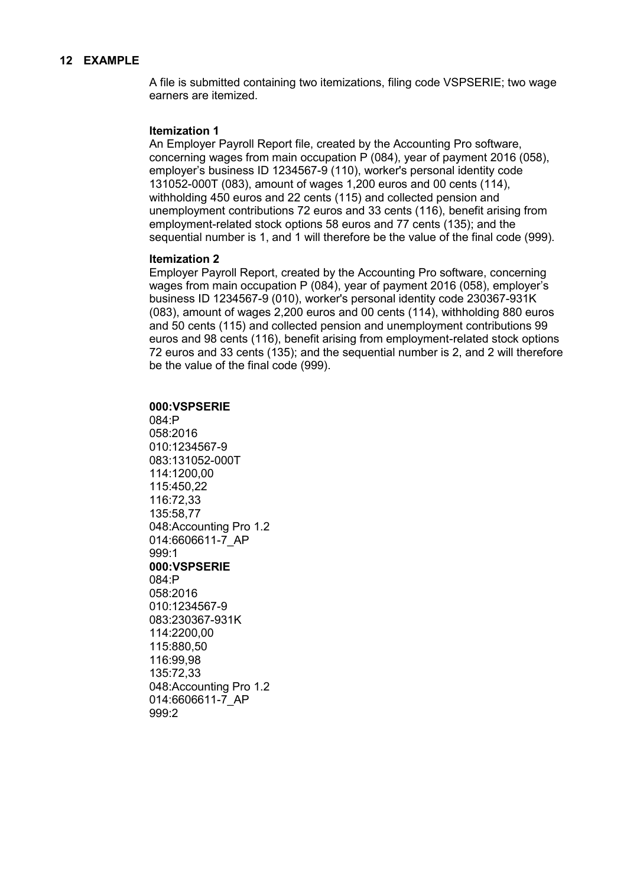## 12 EXAMPLE

A file is submitted containing two itemizations, filing code VSPSERIE; two wage earners are itemized.

**Itemization 1**
An Employer Payroll Report file, created by the Accounting Pro software, concerning wages from main occupation P (084), year of payment 2016 (058), employer's business ID 1234567-9 (110), worker's personal identity code 131052-000T (083), amount of wages 1,200 euros and 00 cents (114), withholding 450 euros and 22 cents (115) and collected pension and unemployment contributions 72 euros and 33 cents (116), benefit arising from employment-related stock options 58 euros and 77 cents (135); and the sequential number is 1, and 1 will therefore be the value of the final code (999).

**Itemization 2**
Employer Payroll Report, created by the Accounting Pro software, concerning wages from main occupation P (084), year of payment 2016 (058), employer's business ID 1234567-9 (010), worker's personal identity code 230367-931K (083), amount of wages 2,200 euros and 00 cents (114), withholding 880 euros and 50 cents (115) and collected pension and unemployment contributions 99 euros and 98 cents (116), benefit arising from employment-related stock options 72 euros and 33 cents (135); and the sequential number is 2, and 2 will therefore be the value of the final code (999).

```
000:VSPSERIE
084:P
058:2016
010:1234567-9
083:131052-000T
114:1200,00
115:450,22
116:72,33
135:58,77
048:Accounting Pro 1.2
014:6606611-7_AP
999:1
000:VSPSERIE
084:P
058:2016
010:1234567-9
083:230367-931K
114:2200,00
115:880,50
116:99,98
135:72,33
048:Accounting Pro 1.2
014:6606611-7_AP
999:2
```